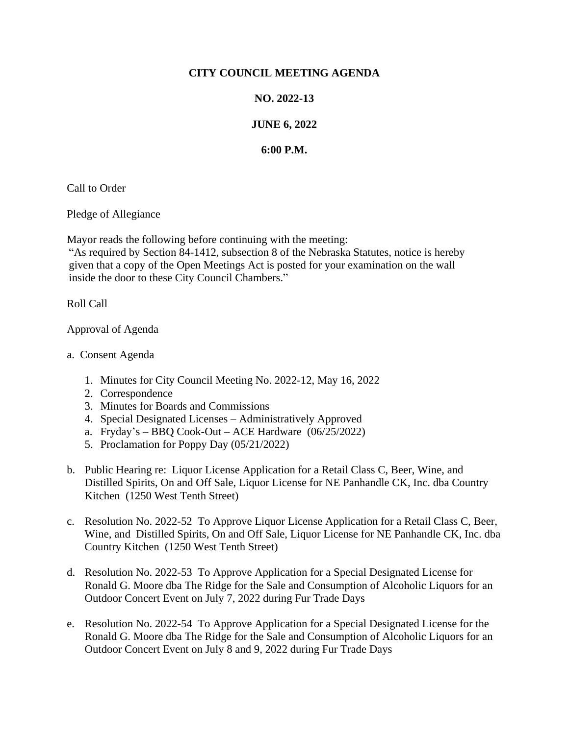# CITY COUNCIL MEETING AGENDA

## NO. 2022-13

## JUNE 6, 2022

## 6:00 P.M.

Call to Order

Pledge of Allegiance

Mayor reads the following before continuing with the meeting:
"As required by Section 84-1412, subsection 8 of the Nebraska Statutes, notice is hereby given that a copy of the Open Meetings Act is posted for your examination on the wall inside the door to these City Council Chambers."

Roll Call

Approval of Agenda

a. Consent Agenda

1. Minutes for City Council Meeting No. 2022-12, May 16, 2022
2. Correspondence
3. Minutes for Boards and Commissions
4. Special Designated Licenses – Administratively Approved
   a. Fryday's – BBQ Cook-Out – ACE Hardware (06/25/2022)
5. Proclamation for Poppy Day (05/21/2022)

b. Public Hearing re: Liquor License Application for a Retail Class C, Beer, Wine, and Distilled Spirits, On and Off Sale, Liquor License for NE Panhandle CK, Inc. dba Country Kitchen (1250 West Tenth Street)

c. Resolution No. 2022-52 To Approve Liquor License Application for a Retail Class C, Beer, Wine, and Distilled Spirits, On and Off Sale, Liquor License for NE Panhandle CK, Inc. dba Country Kitchen (1250 West Tenth Street)

d. Resolution No. 2022-53 To Approve Application for a Special Designated License for Ronald G. Moore dba The Ridge for the Sale and Consumption of Alcoholic Liquors for an Outdoor Concert Event on July 7, 2022 during Fur Trade Days

e. Resolution No. 2022-54 To Approve Application for a Special Designated License for the Ronald G. Moore dba The Ridge for the Sale and Consumption of Alcoholic Liquors for an Outdoor Concert Event on July 8 and 9, 2022 during Fur Trade Days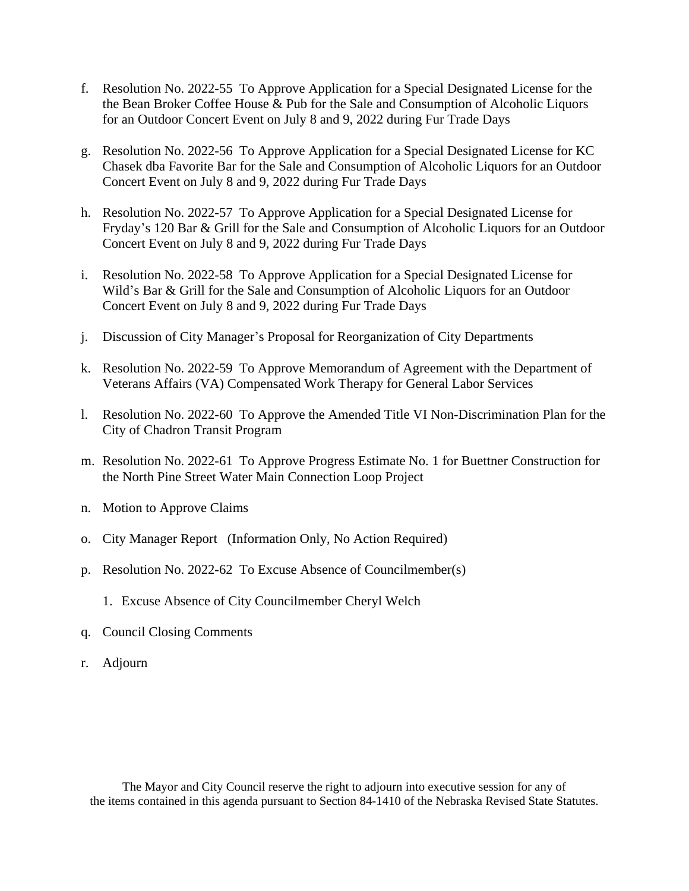f. Resolution No. 2022-55 To Approve Application for a Special Designated License for the the Bean Broker Coffee House & Pub for the Sale and Consumption of Alcoholic Liquors for an Outdoor Concert Event on July 8 and 9, 2022 during Fur Trade Days

g. Resolution No. 2022-56 To Approve Application for a Special Designated License for KC Chasek dba Favorite Bar for the Sale and Consumption of Alcoholic Liquors for an Outdoor Concert Event on July 8 and 9, 2022 during Fur Trade Days

h. Resolution No. 2022-57 To Approve Application for a Special Designated License for Fryday's 120 Bar & Grill for the Sale and Consumption of Alcoholic Liquors for an Outdoor Concert Event on July 8 and 9, 2022 during Fur Trade Days

i. Resolution No. 2022-58 To Approve Application for a Special Designated License for Wild's Bar & Grill for the Sale and Consumption of Alcoholic Liquors for an Outdoor Concert Event on July 8 and 9, 2022 during Fur Trade Days

j. Discussion of City Manager's Proposal for Reorganization of City Departments

k. Resolution No. 2022-59 To Approve Memorandum of Agreement with the Department of Veterans Affairs (VA) Compensated Work Therapy for General Labor Services

l. Resolution No. 2022-60 To Approve the Amended Title VI Non-Discrimination Plan for the City of Chadron Transit Program

m. Resolution No. 2022-61 To Approve Progress Estimate No. 1 for Buettner Construction for the North Pine Street Water Main Connection Loop Project

n. Motion to Approve Claims

o. City Manager Report (Information Only, No Action Required)

p. Resolution No. 2022-62 To Excuse Absence of Councilmember(s)

   1. Excuse Absence of City Councilmember Cheryl Welch

q. Council Closing Comments

r. Adjourn

The Mayor and City Council reserve the right to adjourn into executive session for any of the items contained in this agenda pursuant to Section 84-1410 of the Nebraska Revised State Statutes.